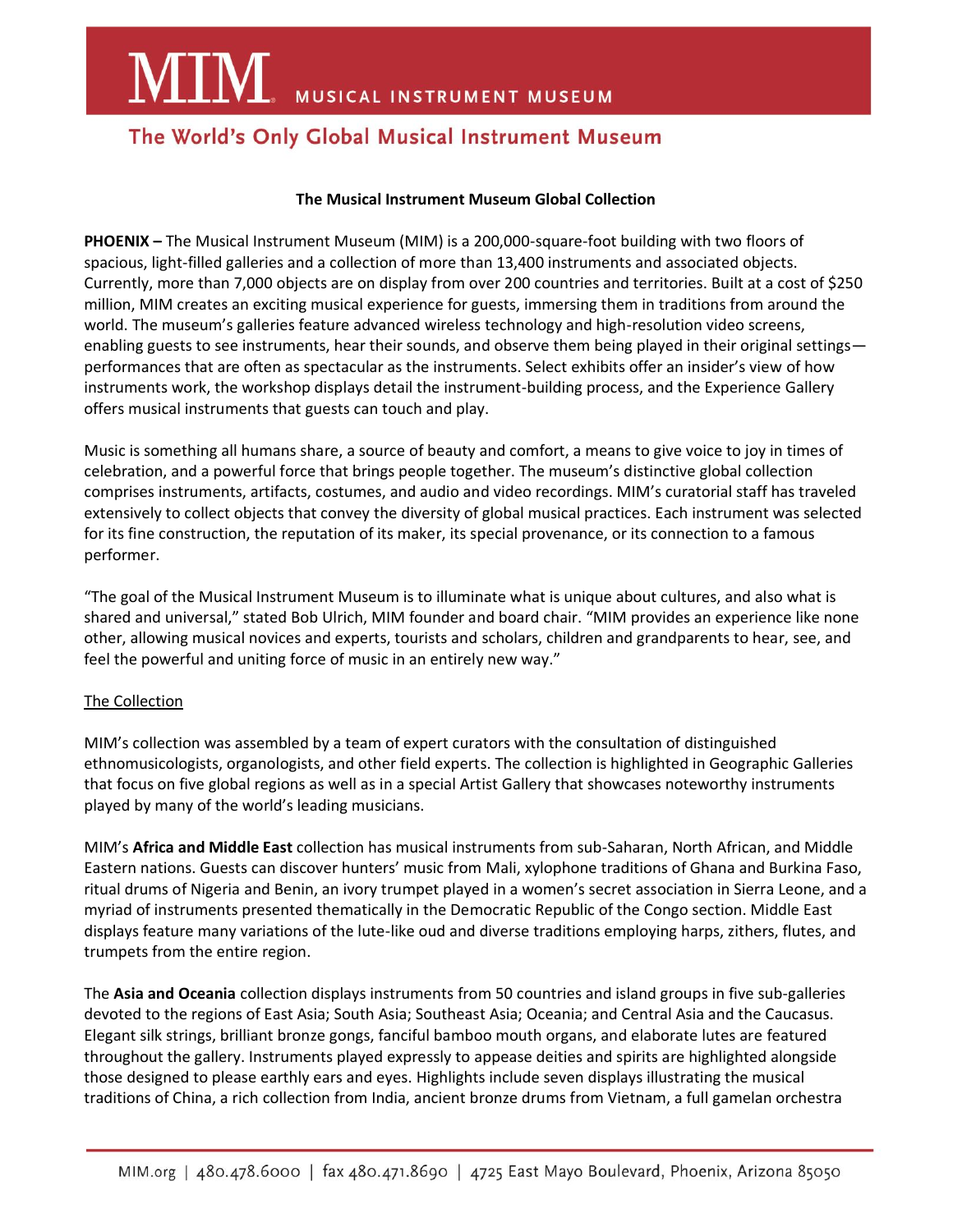# MIM MUSICAL INSTRUMENT MUSEUM

## The World's Only Global Musical Instrument Museum

**The Musical Instrument Museum Global Collection**

**PHOENIX –** The Musical Instrument Museum (MIM) is a 200,000-square-foot building with two floors of spacious, light-filled galleries and a collection of more than 13,400 instruments and associated objects. Currently, more than 7,000 objects are on display from over 200 countries and territories. Built at a cost of $250 million, MIM creates an exciting musical experience for guests, immersing them in traditions from around the world. The museum's galleries feature advanced wireless technology and high-resolution video screens, enabling guests to see instruments, hear their sounds, and observe them being played in their original settings—performances that are often as spectacular as the instruments. Select exhibits offer an insider's view of how instruments work, the workshop displays detail the instrument-building process, and the Experience Gallery offers musical instruments that guests can touch and play.

Music is something all humans share, a source of beauty and comfort, a means to give voice to joy in times of celebration, and a powerful force that brings people together. The museum's distinctive global collection comprises instruments, artifacts, costumes, and audio and video recordings. MIM's curatorial staff has traveled extensively to collect objects that convey the diversity of global musical practices. Each instrument was selected for its fine construction, the reputation of its maker, its special provenance, or its connection to a famous performer.

"The goal of the Musical Instrument Museum is to illuminate what is unique about cultures, and also what is shared and universal," stated Bob Ulrich, MIM founder and board chair. "MIM provides an experience like none other, allowing musical novices and experts, tourists and scholars, children and grandparents to hear, see, and feel the powerful and uniting force of music in an entirely new way."

<u>The Collection</u>

MIM's collection was assembled by a team of expert curators with the consultation of distinguished ethnomusicologists, organologists, and other field experts. The collection is highlighted in Geographic Galleries that focus on five global regions as well as in a special Artist Gallery that showcases noteworthy instruments played by many of the world's leading musicians.

MIM's **Africa and Middle East** collection has musical instruments from sub-Saharan, North African, and Middle Eastern nations. Guests can discover hunters' music from Mali, xylophone traditions of Ghana and Burkina Faso, ritual drums of Nigeria and Benin, an ivory trumpet played in a women's secret association in Sierra Leone, and a myriad of instruments presented thematically in the Democratic Republic of the Congo section. Middle East displays feature many variations of the lute-like oud and diverse traditions employing harps, zithers, flutes, and trumpets from the entire region.

The **Asia and Oceania** collection displays instruments from 50 countries and island groups in five sub-galleries devoted to the regions of East Asia; South Asia; Southeast Asia; Oceania; and Central Asia and the Caucasus. Elegant silk strings, brilliant bronze gongs, fanciful bamboo mouth organs, and elaborate lutes are featured throughout the gallery. Instruments played expressly to appease deities and spirits are highlighted alongside those designed to please earthly ears and eyes. Highlights include seven displays illustrating the musical traditions of China, a rich collection from India, ancient bronze drums from Vietnam, a full gamelan orchestra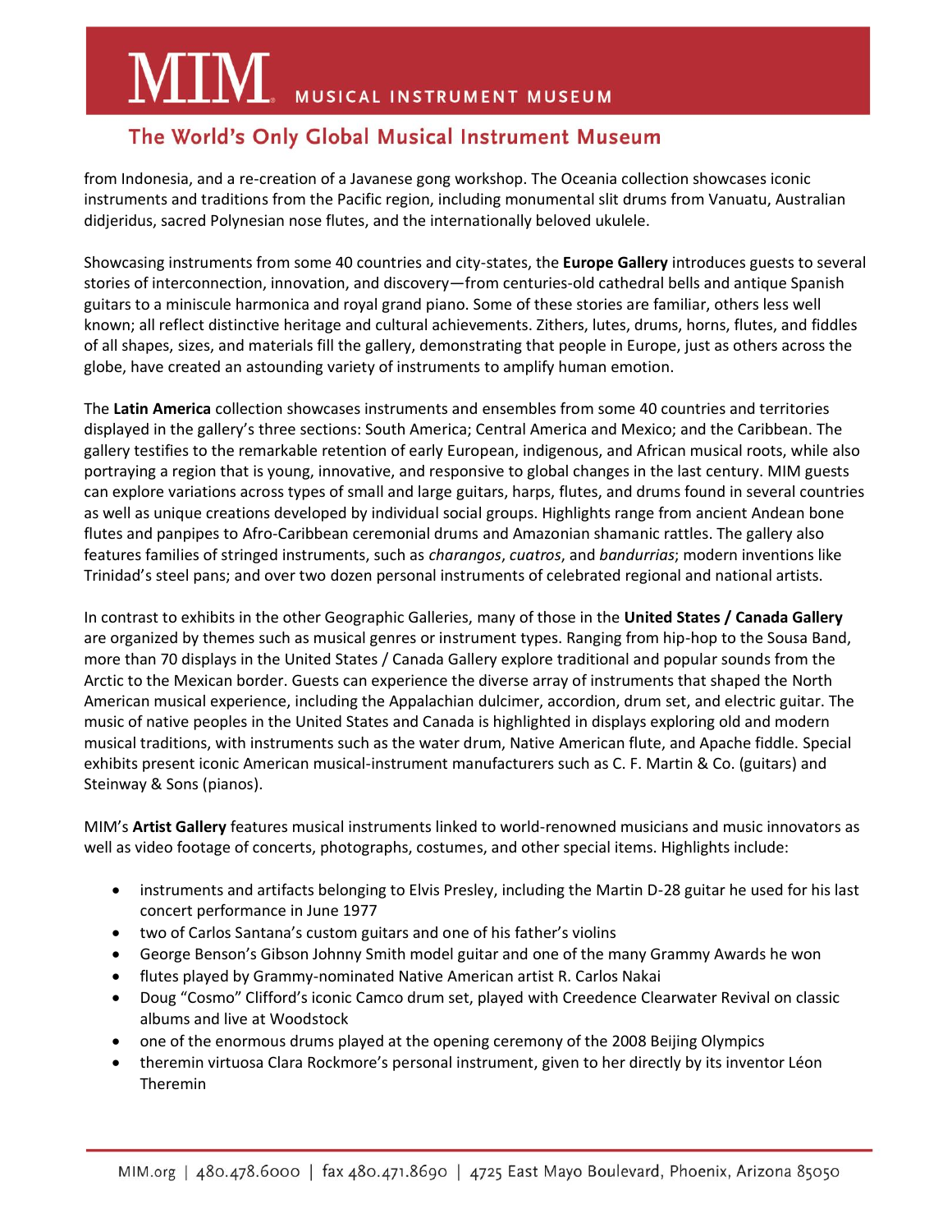from Indonesia, and a re-creation of a Javanese gong workshop. The Oceania collection showcases iconic instruments and traditions from the Pacific region, including monumental slit drums from Vanuatu, Australian didjeridus, sacred Polynesian nose flutes, and the internationally beloved ukulele.

Showcasing instruments from some 40 countries and city-states, the **Europe Gallery** introduces guests to several stories of interconnection, innovation, and discovery—from centuries-old cathedral bells and antique Spanish guitars to a miniscule harmonica and royal grand piano. Some of these stories are familiar, others less well known; all reflect distinctive heritage and cultural achievements. Zithers, lutes, drums, horns, flutes, and fiddles of all shapes, sizes, and materials fill the gallery, demonstrating that people in Europe, just as others across the globe, have created an astounding variety of instruments to amplify human emotion.

The **Latin America** collection showcases instruments and ensembles from some 40 countries and territories displayed in the gallery's three sections: South America; Central America and Mexico; and the Caribbean. The gallery testifies to the remarkable retention of early European, indigenous, and African musical roots, while also portraying a region that is young, innovative, and responsive to global changes in the last century. MIM guests can explore variations across types of small and large guitars, harps, flutes, and drums found in several countries as well as unique creations developed by individual social groups. Highlights range from ancient Andean bone flutes and panpipes to Afro-Caribbean ceremonial drums and Amazonian shamanic rattles. The gallery also features families of stringed instruments, such as *charangos*, *cuatros*, and *bandurrias*; modern inventions like Trinidad's steel pans; and over two dozen personal instruments of celebrated regional and national artists.

In contrast to exhibits in the other Geographic Galleries, many of those in the **United States / Canada Gallery** are organized by themes such as musical genres or instrument types. Ranging from hip-hop to the Sousa Band, more than 70 displays in the United States / Canada Gallery explore traditional and popular sounds from the Arctic to the Mexican border. Guests can experience the diverse array of instruments that shaped the North American musical experience, including the Appalachian dulcimer, accordion, drum set, and electric guitar. The music of native peoples in the United States and Canada is highlighted in displays exploring old and modern musical traditions, with instruments such as the water drum, Native American flute, and Apache fiddle. Special exhibits present iconic American musical-instrument manufacturers such as C. F. Martin & Co. (guitars) and Steinway & Sons (pianos).

MIM's **Artist Gallery** features musical instruments linked to world-renowned musicians and music innovators as well as video footage of concerts, photographs, costumes, and other special items. Highlights include:

- instruments and artifacts belonging to Elvis Presley, including the Martin D-28 guitar he used for his last concert performance in June 1977
- two of Carlos Santana's custom guitars and one of his father's violins
- George Benson's Gibson Johnny Smith model guitar and one of the many Grammy Awards he won
- flutes played by Grammy-nominated Native American artist R. Carlos Nakai
- Doug "Cosmo" Clifford's iconic Camco drum set, played with Creedence Clearwater Revival on classic albums and live at Woodstock
- one of the enormous drums played at the opening ceremony of the 2008 Beijing Olympics
- theremin virtuosa Clara Rockmore's personal instrument, given to her directly by its inventor Léon Theremin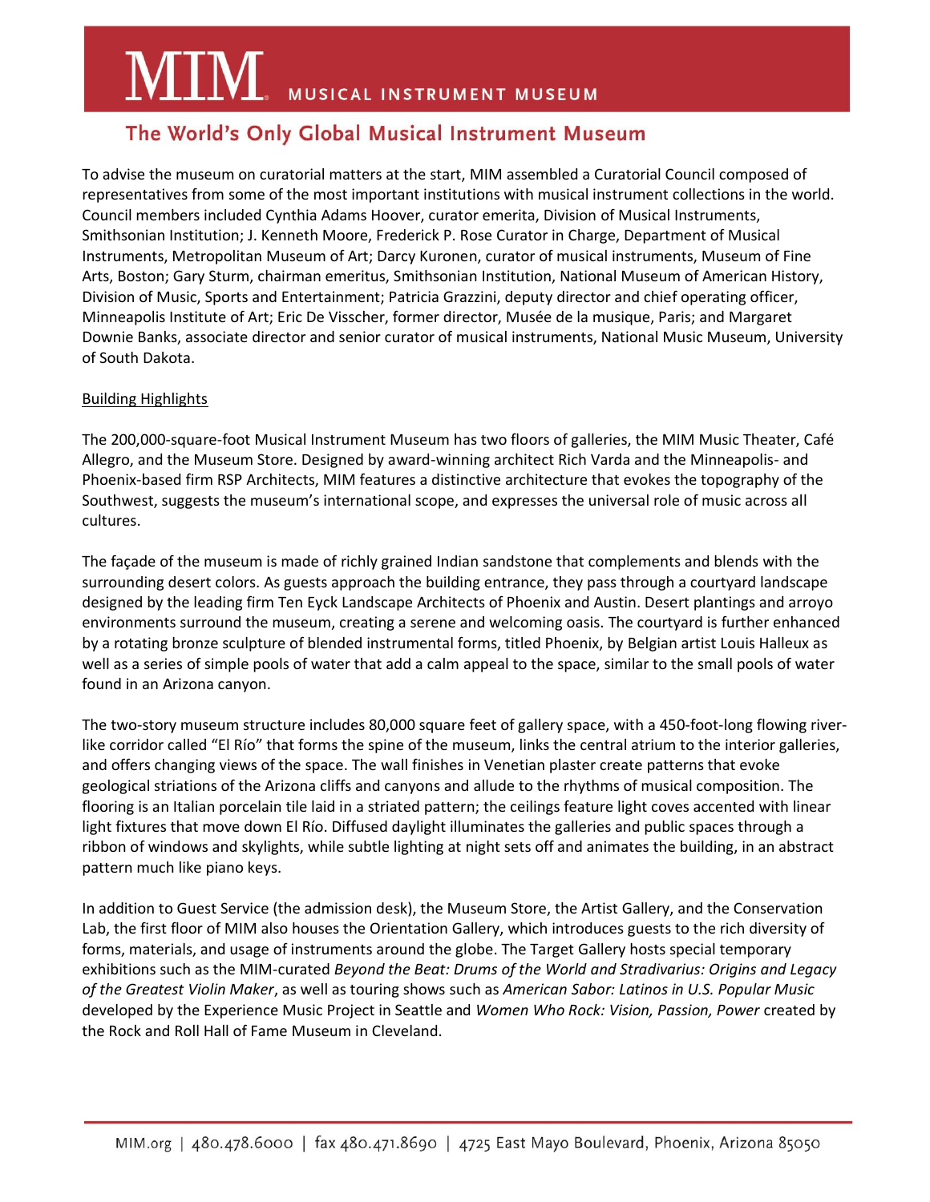To advise the museum on curatorial matters at the start, MIM assembled a Curatorial Council composed of representatives from some of the most important institutions with musical instrument collections in the world. Council members included Cynthia Adams Hoover, curator emerita, Division of Musical Instruments, Smithsonian Institution; J. Kenneth Moore, Frederick P. Rose Curator in Charge, Department of Musical Instruments, Metropolitan Museum of Art; Darcy Kuronen, curator of musical instruments, Museum of Fine Arts, Boston; Gary Sturm, chairman emeritus, Smithsonian Institution, National Museum of American History, Division of Music, Sports and Entertainment; Patricia Grazzini, deputy director and chief operating officer, Minneapolis Institute of Art; Eric De Visscher, former director, Musée de la musique, Paris; and Margaret Downie Banks, associate director and senior curator of musical instruments, National Music Museum, University of South Dakota.

## Building Highlights

The 200,000-square-foot Musical Instrument Museum has two floors of galleries, the MIM Music Theater, Café Allegro, and the Museum Store. Designed by award-winning architect Rich Varda and the Minneapolis- and Phoenix-based firm RSP Architects, MIM features a distinctive architecture that evokes the topography of the Southwest, suggests the museum's international scope, and expresses the universal role of music across all cultures.

The façade of the museum is made of richly grained Indian sandstone that complements and blends with the surrounding desert colors. As guests approach the building entrance, they pass through a courtyard landscape designed by the leading firm Ten Eyck Landscape Architects of Phoenix and Austin. Desert plantings and arroyo environments surround the museum, creating a serene and welcoming oasis. The courtyard is further enhanced by a rotating bronze sculpture of blended instrumental forms, titled Phoenix, by Belgian artist Louis Halleux as well as a series of simple pools of water that add a calm appeal to the space, similar to the small pools of water found in an Arizona canyon.

The two-story museum structure includes 80,000 square feet of gallery space, with a 450-foot-long flowing river-like corridor called "El Río" that forms the spine of the museum, links the central atrium to the interior galleries, and offers changing views of the space. The wall finishes in Venetian plaster create patterns that evoke geological striations of the Arizona cliffs and canyons and allude to the rhythms of musical composition. The flooring is an Italian porcelain tile laid in a striated pattern; the ceilings feature light coves accented with linear light fixtures that move down El Río. Diffused daylight illuminates the galleries and public spaces through a ribbon of windows and skylights, while subtle lighting at night sets off and animates the building, in an abstract pattern much like piano keys.

In addition to Guest Service (the admission desk), the Museum Store, the Artist Gallery, and the Conservation Lab, the first floor of MIM also houses the Orientation Gallery, which introduces guests to the rich diversity of forms, materials, and usage of instruments around the globe. The Target Gallery hosts special temporary exhibitions such as the MIM-curated *Beyond the Beat: Drums of the World and Stradivarius: Origins and Legacy of the Greatest Violin Maker*, as well as touring shows such as *American Sabor: Latinos in U.S. Popular Music* developed by the Experience Music Project in Seattle and *Women Who Rock: Vision, Passion, Power* created by the Rock and Roll Hall of Fame Museum in Cleveland.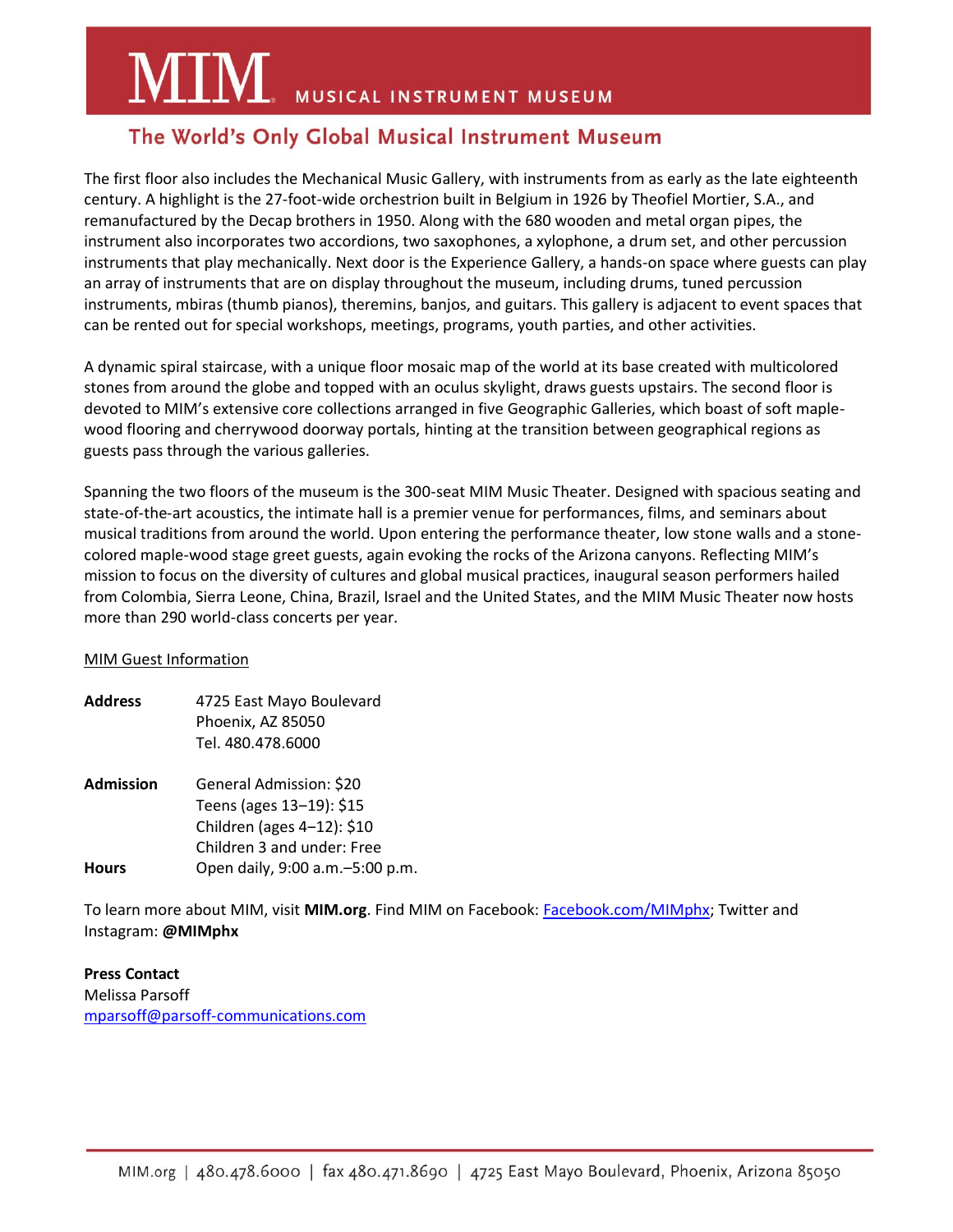The first floor also includes the Mechanical Music Gallery, with instruments from as early as the late eighteenth century. A highlight is the 27-foot-wide orchestrion built in Belgium in 1926 by Theofiel Mortier, S.A., and remanufactured by the Decap brothers in 1950. Along with the 680 wooden and metal organ pipes, the instrument also incorporates two accordions, two saxophones, a xylophone, a drum set, and other percussion instruments that play mechanically. Next door is the Experience Gallery, a hands-on space where guests can play an array of instruments that are on display throughout the museum, including drums, tuned percussion instruments, mbiras (thumb pianos), theremins, banjos, and guitars. This gallery is adjacent to event spaces that can be rented out for special workshops, meetings, programs, youth parties, and other activities.

A dynamic spiral staircase, with a unique floor mosaic map of the world at its base created with multicolored stones from around the globe and topped with an oculus skylight, draws guests upstairs. The second floor is devoted to MIM's extensive core collections arranged in five Geographic Galleries, which boast of soft maple-wood flooring and cherrywood doorway portals, hinting at the transition between geographical regions as guests pass through the various galleries.

Spanning the two floors of the museum is the 300-seat MIM Music Theater. Designed with spacious seating and state-of-the-art acoustics, the intimate hall is a premier venue for performances, films, and seminars about musical traditions from around the world. Upon entering the performance theater, low stone walls and a stone-colored maple-wood stage greet guests, again evoking the rocks of the Arizona canyons. Reflecting MIM's mission to focus on the diversity of cultures and global musical practices, inaugural season performers hailed from Colombia, Sierra Leone, China, Brazil, Israel and the United States, and the MIM Music Theater now hosts more than 290 world-class concerts per year.

MIM Guest Information

**Address** 4725 East Mayo Boulevard
Phoenix, AZ 85050
Tel. 480.478.6000

**Admission** General Admission: $20
Teens (ages 13–19): $15
Children (ages 4–12): $10
Children 3 and under: Free

**Hours** Open daily, 9:00 a.m.–5:00 p.m.

To learn more about MIM, visit **MIM.org**. Find MIM on Facebook: Facebook.com/MIMphx; Twitter and Instagram: **@MIMphx**

**Press Contact**
Melissa Parsoff
mparsoff@parsoff-communications.com